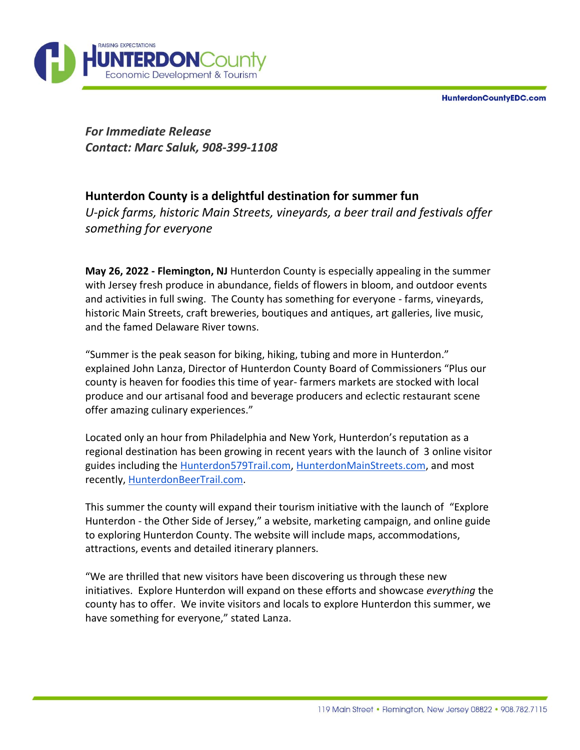*For Immediate Release*
*Contact: Marc Saluk, 908-399-1108*

## Hunterdon County is a delightful destination for summer fun

*U-pick farms, historic Main Streets, vineyards, a beer trail and festivals offer something for everyone*

**May 26, 2022 - Flemington, NJ** Hunterdon County is especially appealing in the summer with Jersey fresh produce in abundance, fields of flowers in bloom, and outdoor events and activities in full swing. The County has something for everyone - farms, vineyards, historic Main Streets, craft breweries, boutiques and antiques, art galleries, live music, and the famed Delaware River towns.

"Summer is the peak season for biking, hiking, tubing and more in Hunterdon." explained John Lanza, Director of Hunterdon County Board of Commissioners "Plus our county is heaven for foodies this time of year- farmers markets are stocked with local produce and our artisanal food and beverage producers and eclectic restaurant scene offer amazing culinary experiences."

Located only an hour from Philadelphia and New York, Hunterdon's reputation as a regional destination has been growing in recent years with the launch of 3 online visitor guides including the Hunterdon579Trail.com, HunterdonMainStreets.com, and most recently, HunterdonBeerTrail.com.

This summer the county will expand their tourism initiative with the launch of "Explore Hunterdon - the Other Side of Jersey," a website, marketing campaign, and online guide to exploring Hunterdon County. The website will include maps, accommodations, attractions, events and detailed itinerary planners.

"We are thrilled that new visitors have been discovering us through these new initiatives. Explore Hunterdon will expand on these efforts and showcase *everything* the county has to offer. We invite visitors and locals to explore Hunterdon this summer, we have something for everyone," stated Lanza.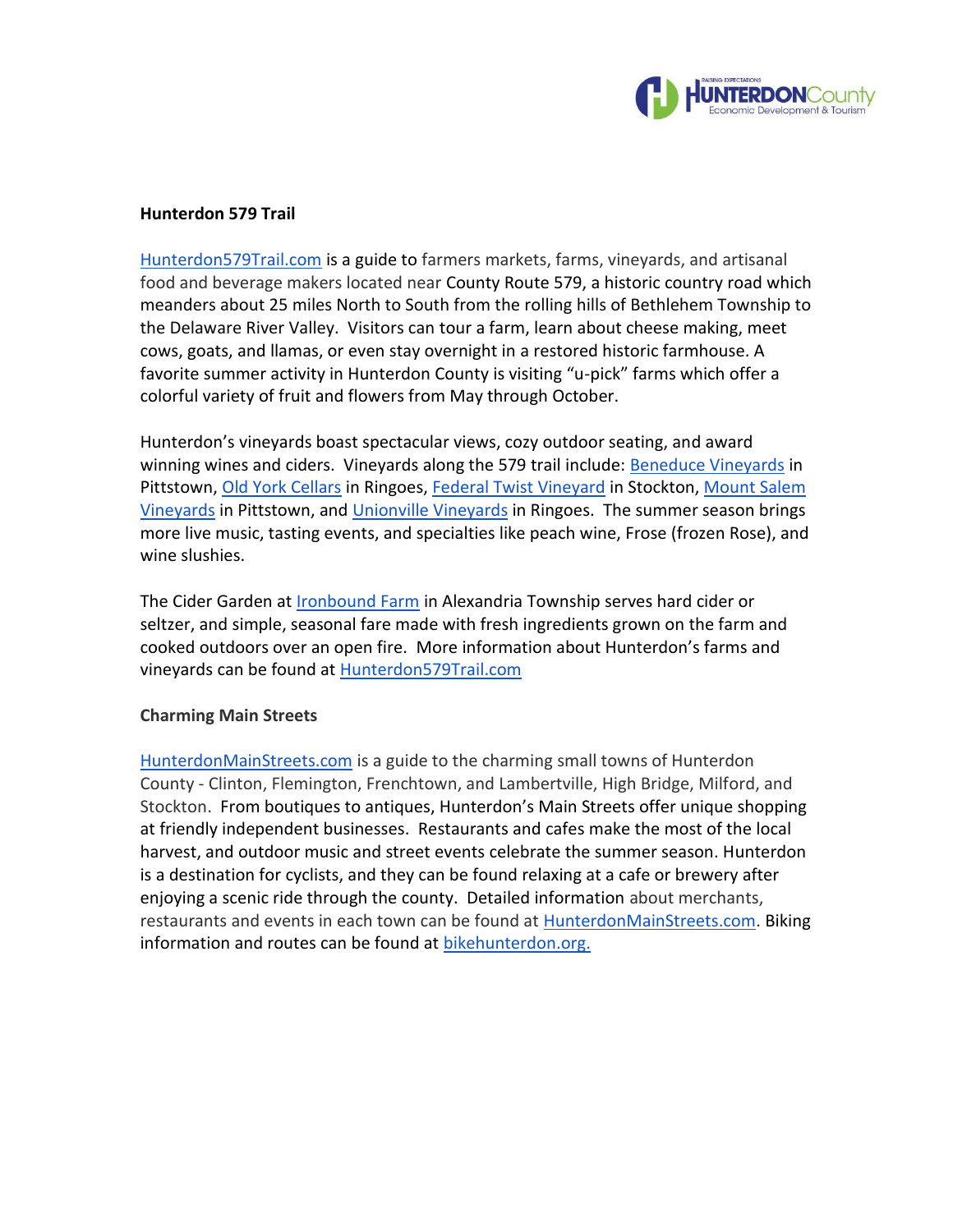**Hunterdon 579 Trail**

Hunterdon579Trail.com is a guide to farmers markets, farms, vineyards, and artisanal food and beverage makers located near County Route 579, a historic country road which meanders about 25 miles North to South from the rolling hills of Bethlehem Township to the Delaware River Valley. Visitors can tour a farm, learn about cheese making, meet cows, goats, and llamas, or even stay overnight in a restored historic farmhouse. A favorite summer activity in Hunterdon County is visiting "u-pick" farms which offer a colorful variety of fruit and flowers from May through October.

Hunterdon's vineyards boast spectacular views, cozy outdoor seating, and award winning wines and ciders. Vineyards along the 579 trail include: Beneduce Vineyards in Pittstown, Old York Cellars in Ringoes, Federal Twist Vineyard in Stockton, Mount Salem Vineyards in Pittstown, and Unionville Vineyards in Ringoes. The summer season brings more live music, tasting events, and specialties like peach wine, Frose (frozen Rose), and wine slushies.

The Cider Garden at Ironbound Farm in Alexandria Township serves hard cider or seltzer, and simple, seasonal fare made with fresh ingredients grown on the farm and cooked outdoors over an open fire. More information about Hunterdon's farms and vineyards can be found at Hunterdon579Trail.com

**Charming Main Streets**

HunterdonMainStreets.com is a guide to the charming small towns of Hunterdon County - Clinton, Flemington, Frenchtown, and Lambertville, High Bridge, Milford, and Stockton. From boutiques to antiques, Hunterdon's Main Streets offer unique shopping at friendly independent businesses. Restaurants and cafes make the most of the local harvest, and outdoor music and street events celebrate the summer season. Hunterdon is a destination for cyclists, and they can be found relaxing at a cafe or brewery after enjoying a scenic ride through the county. Detailed information about merchants, restaurants and events in each town can be found at HunterdonMainStreets.com. Biking information and routes can be found at bikehunterdon.org.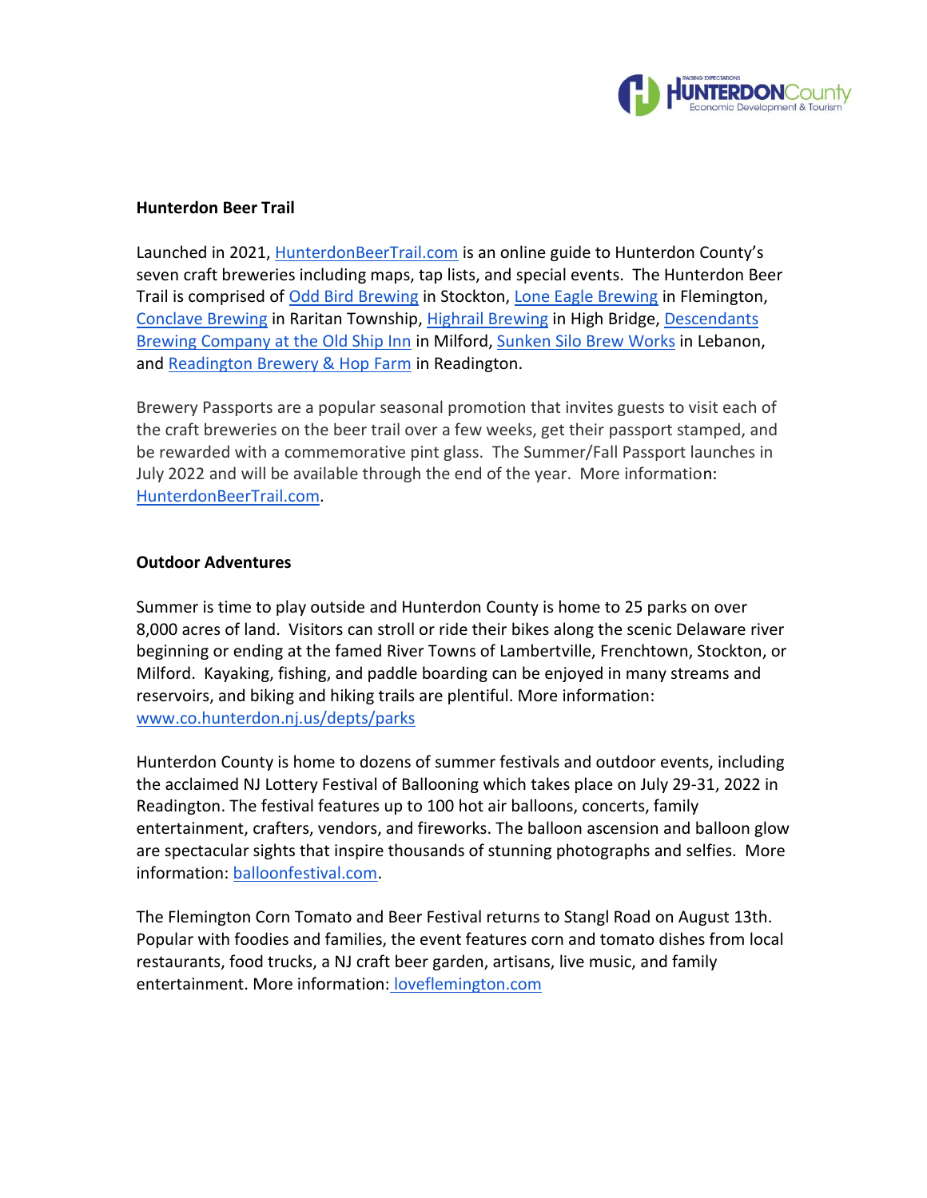## Hunterdon Beer Trail

Launched in 2021, HunterdonBeerTrail.com is an online guide to Hunterdon County's seven craft breweries including maps, tap lists, and special events. The Hunterdon Beer Trail is comprised of Odd Bird Brewing in Stockton, Lone Eagle Brewing in Flemington, Conclave Brewing in Raritan Township, Highrail Brewing in High Bridge, Descendants Brewing Company at the Old Ship Inn in Milford, Sunken Silo Brew Works in Lebanon, and Readington Brewery & Hop Farm in Readington.

Brewery Passports are a popular seasonal promotion that invites guests to visit each of the craft breweries on the beer trail over a few weeks, get their passport stamped, and be rewarded with a commemorative pint glass. The Summer/Fall Passport launches in July 2022 and will be available through the end of the year. More information: HunterdonBeerTrail.com.

## Outdoor Adventures

Summer is time to play outside and Hunterdon County is home to 25 parks on over 8,000 acres of land. Visitors can stroll or ride their bikes along the scenic Delaware river beginning or ending at the famed River Towns of Lambertville, Frenchtown, Stockton, or Milford. Kayaking, fishing, and paddle boarding can be enjoyed in many streams and reservoirs, and biking and hiking trails are plentiful. More information: www.co.hunterdon.nj.us/depts/parks

Hunterdon County is home to dozens of summer festivals and outdoor events, including the acclaimed NJ Lottery Festival of Ballooning which takes place on July 29-31, 2022 in Readington. The festival features up to 100 hot air balloons, concerts, family entertainment, crafters, vendors, and fireworks. The balloon ascension and balloon glow are spectacular sights that inspire thousands of stunning photographs and selfies. More information: balloonfestival.com.

The Flemington Corn Tomato and Beer Festival returns to Stangl Road on August 13th. Popular with foodies and families, the event features corn and tomato dishes from local restaurants, food trucks, a NJ craft beer garden, artisans, live music, and family entertainment. More information: loveflemington.com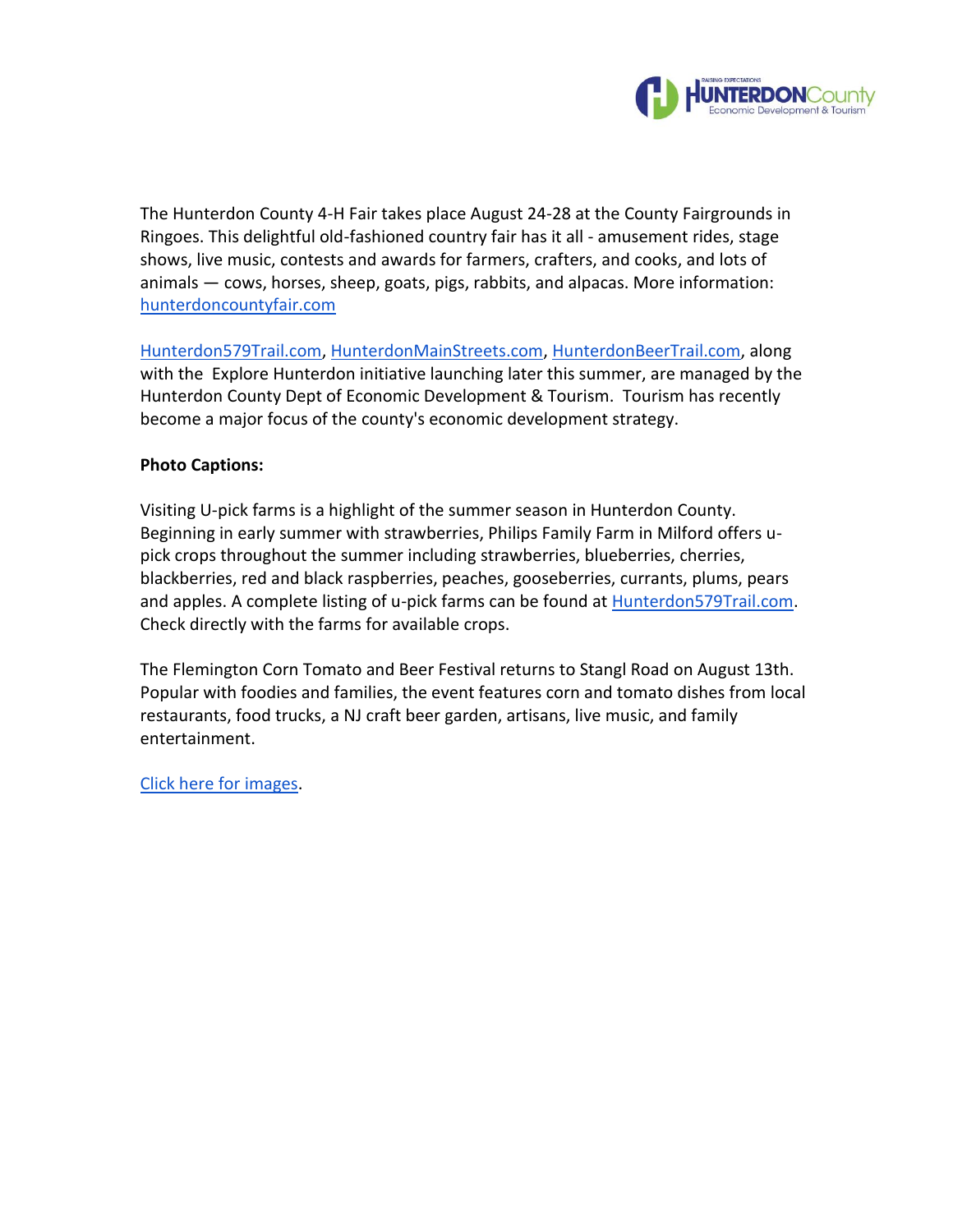The Hunterdon County 4-H Fair takes place August 24-28 at the County Fairgrounds in Ringoes. This delightful old-fashioned country fair has it all - amusement rides, stage shows, live music, contests and awards for farmers, crafters, and cooks, and lots of animals — cows, horses, sheep, goats, pigs, rabbits, and alpacas. More information: hunterdoncountyfair.com

Hunterdon579Trail.com, HunterdonMainStreets.com, HunterdonBeerTrail.com, along with the Explore Hunterdon initiative launching later this summer, are managed by the Hunterdon County Dept of Economic Development & Tourism. Tourism has recently become a major focus of the county's economic development strategy.

**Photo Captions:**

Visiting U-pick farms is a highlight of the summer season in Hunterdon County. Beginning in early summer with strawberries, Philips Family Farm in Milford offers u-pick crops throughout the summer including strawberries, blueberries, cherries, blackberries, red and black raspberries, peaches, gooseberries, currants, plums, pears and apples. A complete listing of u-pick farms can be found at Hunterdon579Trail.com. Check directly with the farms for available crops.

The Flemington Corn Tomato and Beer Festival returns to Stangl Road on August 13th. Popular with foodies and families, the event features corn and tomato dishes from local restaurants, food trucks, a NJ craft beer garden, artisans, live music, and family entertainment.

Click here for images.